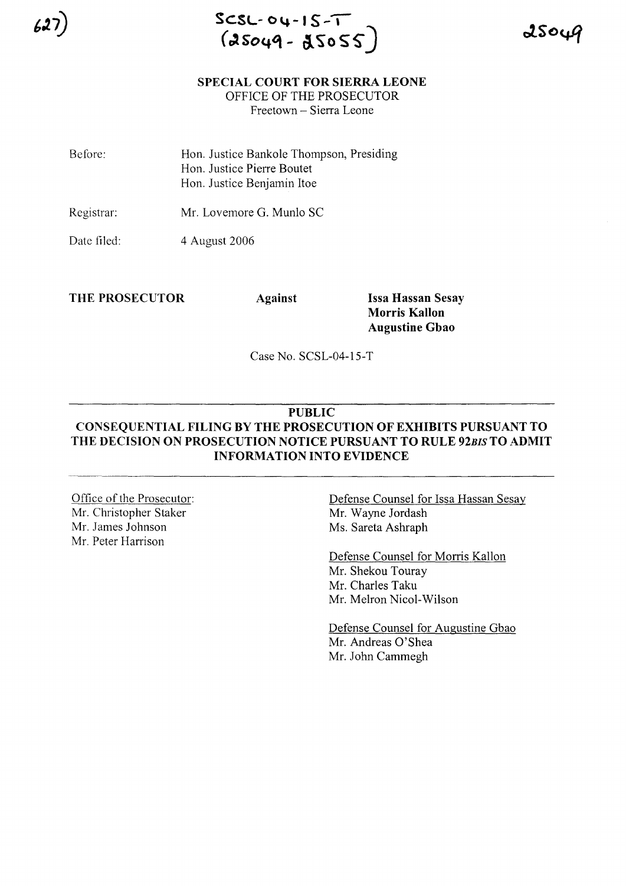627)

SCSL-04-15-T
(25049 - 25055)

25049

**SPECIAL COURT FOR SIERRA LEONE**
OFFICE OF THE PROSECUTOR
Freetown – Sierra Leone

| | |
|---|---|
| Before: | Hon. Justice Bankole Thompson, Presiding<br>Hon. Justice Pierre Boutet<br>Hon. Justice Benjamin Itoe |
| Registrar: | Mr. Lovemore G. Munlo SC |
| Date filed: | 4 August 2006 |

**THE PROSECUTOR** **Against** **Issa Hassan Sesay**
**Morris Kallon**
**Augustine Gbao**

Case No. SCSL-04-15-T

---

**PUBLIC**

**CONSEQUENTIAL FILING BY THE PROSECUTION OF EXHIBITS PURSUANT TO THE DECISION ON PROSECUTION NOTICE PURSUANT TO RULE 92*BIS* TO ADMIT INFORMATION INTO EVIDENCE**

---

Office of the Prosecutor:
Mr. Christopher Staker
Mr. James Johnson
Mr. Peter Harrison

Defense Counsel for Issa Hassan Sesay
Mr. Wayne Jordash
Ms. Sareta Ashraph

Defense Counsel for Morris Kallon
Mr. Shekou Touray
Mr. Charles Taku
Mr. Melron Nicol-Wilson

Defense Counsel for Augustine Gbao
Mr. Andreas O'Shea
Mr. John Cammegh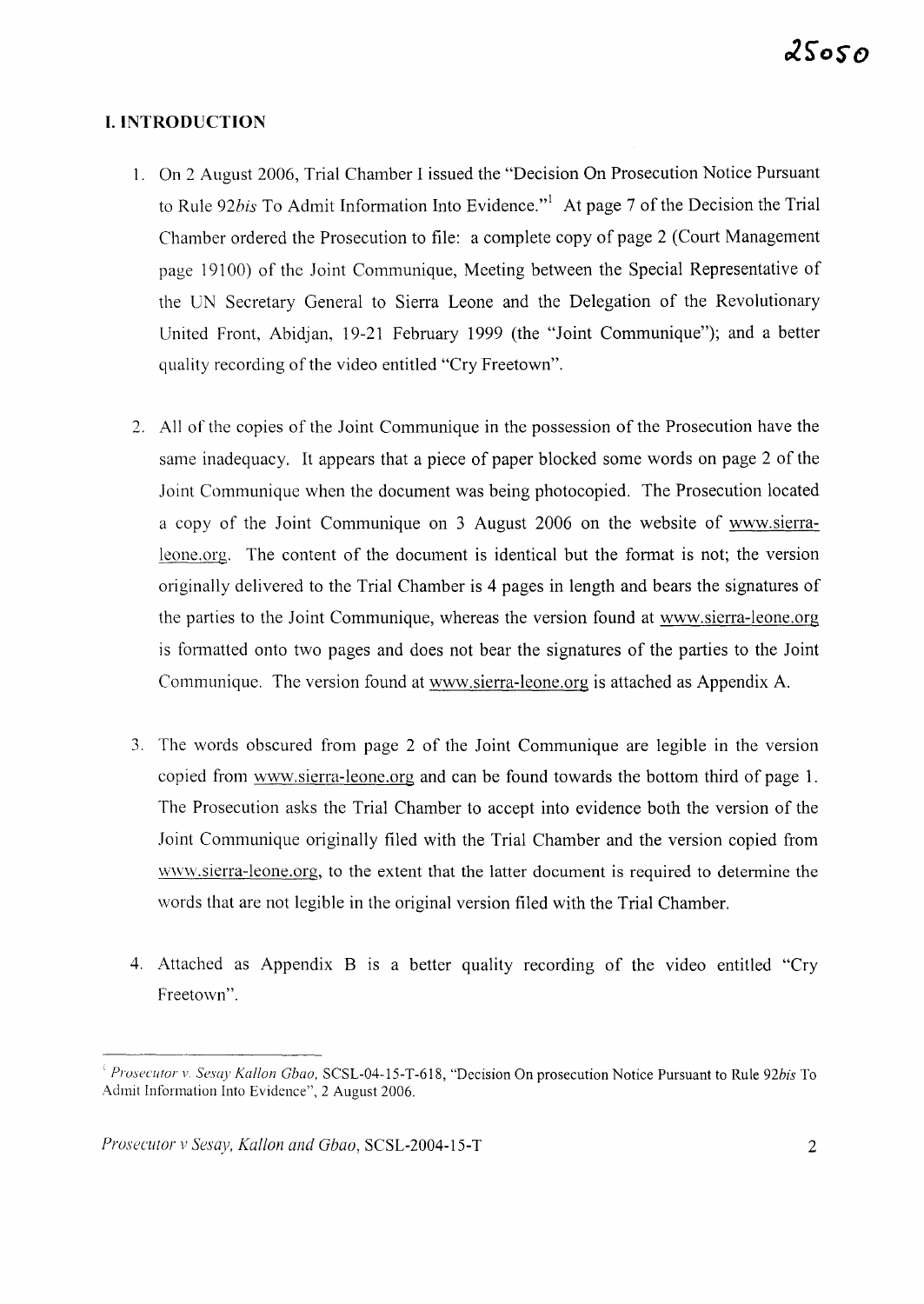## I. INTRODUCTION

1. On 2 August 2006, Trial Chamber I issued the "Decision On Prosecution Notice Pursuant to Rule 92*bis* To Admit Information Into Evidence."[1] At page 7 of the Decision the Trial Chamber ordered the Prosecution to file: a complete copy of page 2 (Court Management page 19100) of the Joint Communique, Meeting between the Special Representative of the UN Secretary General to Sierra Leone and the Delegation of the Revolutionary United Front, Abidjan, 19-21 February 1999 (the "Joint Communique"); and a better quality recording of the video entitled "Cry Freetown".

2. All of the copies of the Joint Communique in the possession of the Prosecution have the same inadequacy. It appears that a piece of paper blocked some words on page 2 of the Joint Communique when the document was being photocopied. The Prosecution located a copy of the Joint Communique on 3 August 2006 on the website of www.sierra-leone.org. The content of the document is identical but the format is not; the version originally delivered to the Trial Chamber is 4 pages in length and bears the signatures of the parties to the Joint Communique, whereas the version found at www.sierra-leone.org is formatted onto two pages and does not bear the signatures of the parties to the Joint Communique. The version found at www.sierra-leone.org is attached as Appendix A.

3. The words obscured from page 2 of the Joint Communique are legible in the version copied from www.sierra-leone.org and can be found towards the bottom third of page 1. The Prosecution asks the Trial Chamber to accept into evidence both the version of the Joint Communique originally filed with the Trial Chamber and the version copied from www.sierra-leone.org, to the extent that the latter document is required to determine the words that are not legible in the original version filed with the Trial Chamber.

4. Attached as Appendix B is a better quality recording of the video entitled "Cry Freetown".

---

[1] *Prosecutor v. Sesay Kallon Gbao*, SCSL-04-15-T-618, "Decision On prosecution Notice Pursuant to Rule 92*bis* To Admit Information Into Evidence", 2 August 2006.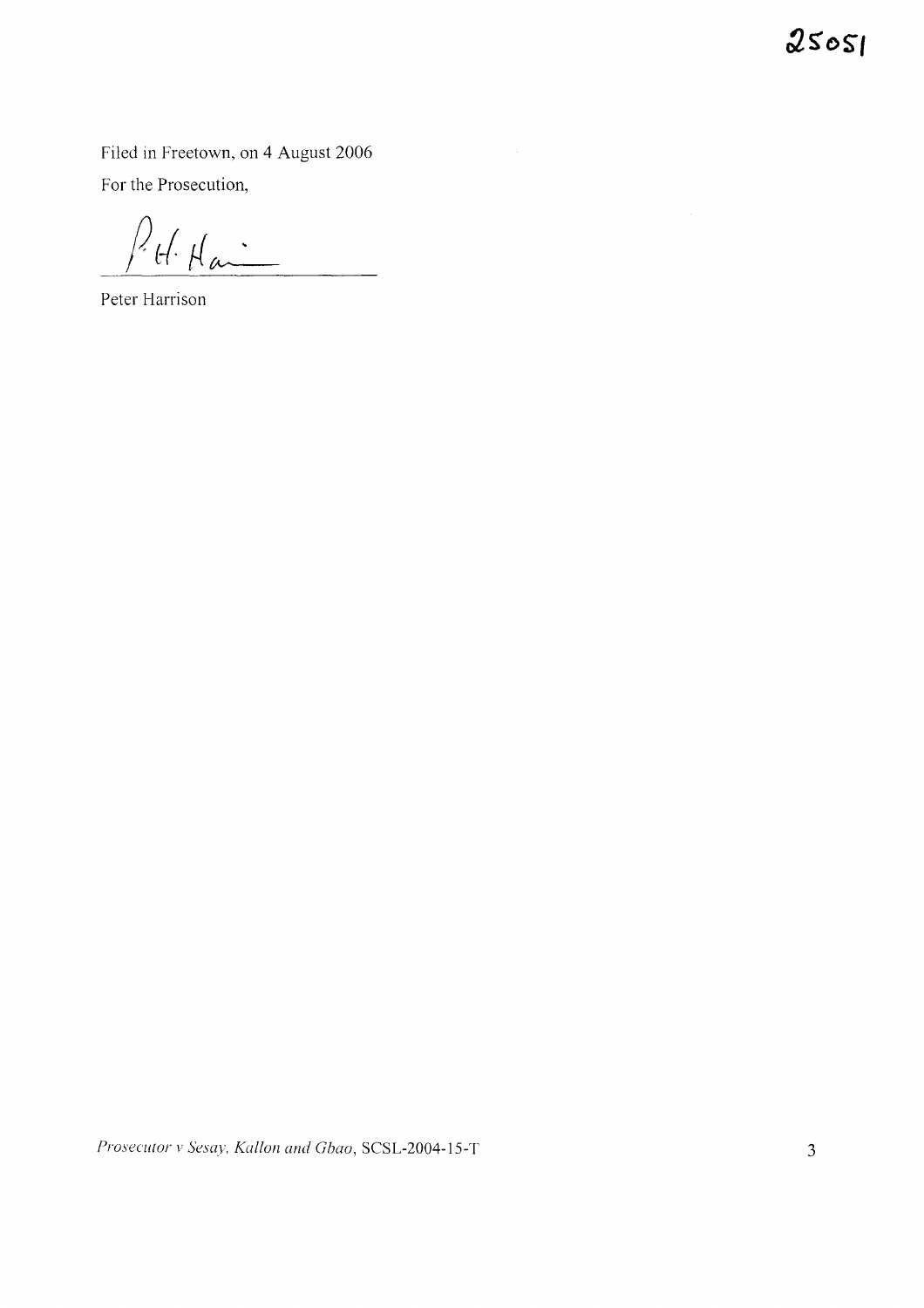Filed in Freetown, on 4 August 2006

For the Prosecution,

Peter Harrison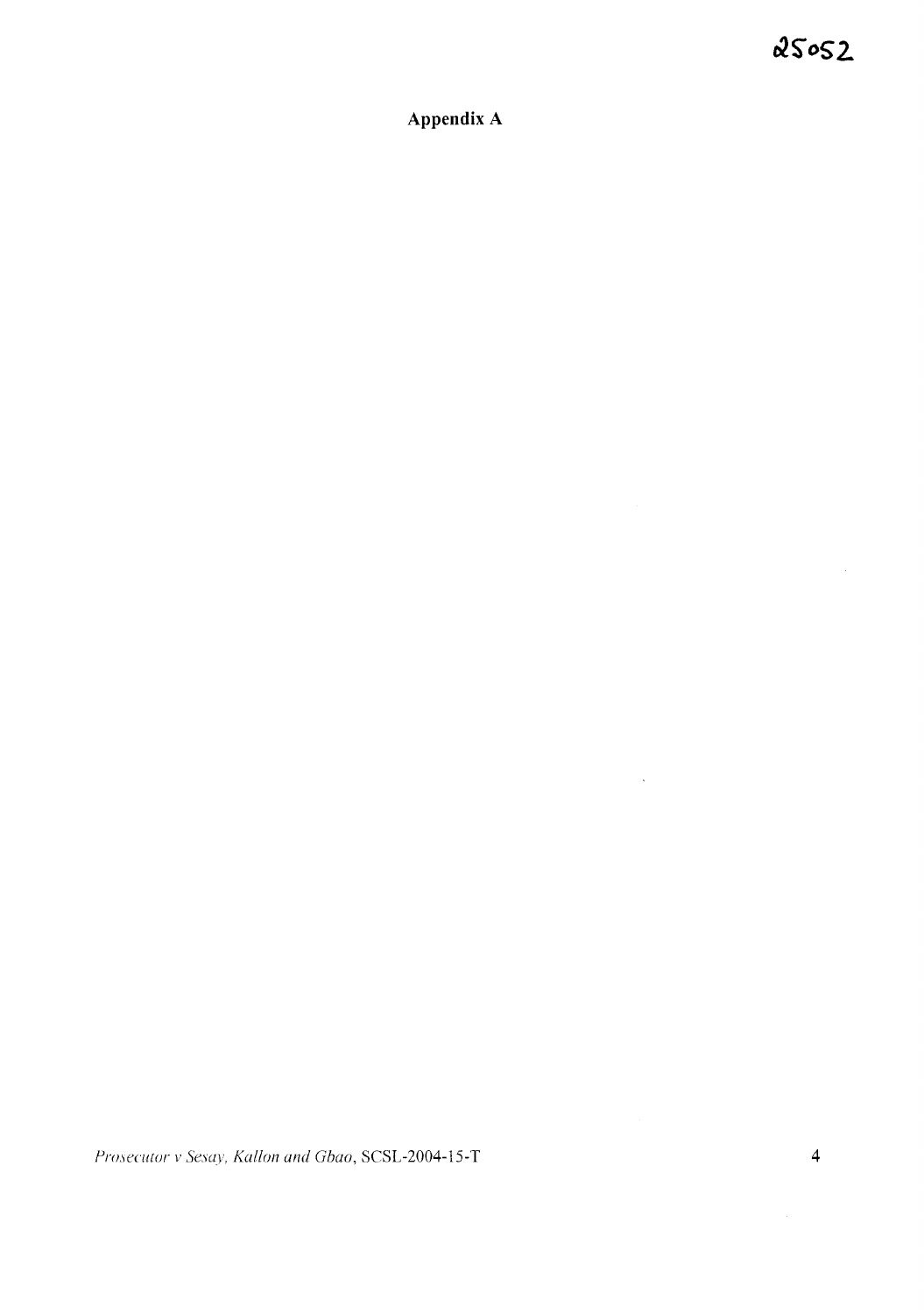25052

**Appendix A**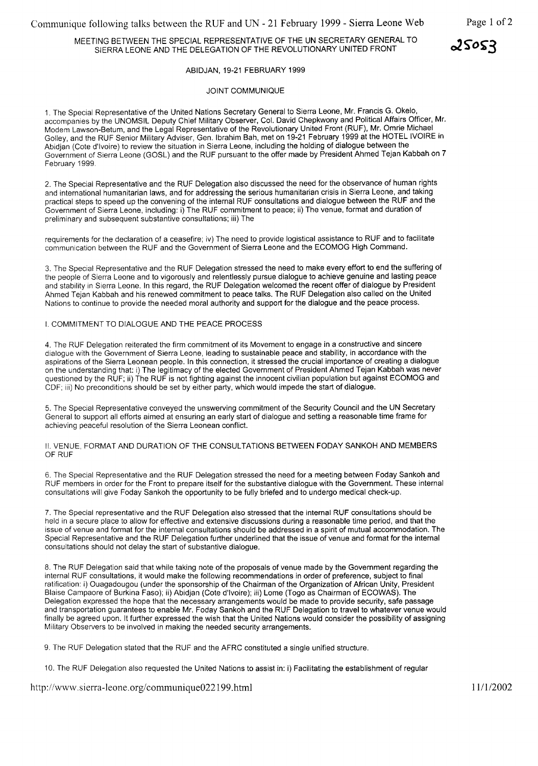MEETING BETWEEN THE SPECIAL REPRESENTATIVE OF THE UN SECRETARY GENERAL TO SIERRA LEONE AND THE DELEGATION OF THE REVOLUTIONARY UNITED FRONT

25053

ABIDJAN, 19-21 FEBRUARY 1999

JOINT COMMUNIQUE

1. The Special Representative of the United Nations Secretary General to Sierra Leone, Mr. Francis G. Okelo, accompanies by the UNOMSIL Deputy Chief Military Observer, Col. David Chepkwony and Political Affairs Officer, Mr. Modem Lawson-Betum, and the Legal Representative of the Revolutionary United Front (RUF), Mr. Omrie Michael Golley, and the RUF Senior Military Adviser, Gen. Ibrahim Bah, met on 19-21 February 1999 at the HOTEL IVOIRE in Abidjan (Cote d'Ivoire) to review the situation in Sierra Leone, including the holding of dialogue between the Government of Sierra Leone (GOSL) and the RUF pursuant to the offer made by President Ahmed Tejan Kabbah on 7 February 1999.

2. The Special Representative and the RUF Delegation also discussed the need for the observance of human rights and international humanitarian laws, and for addressing the serious humanitarian crisis in Sierra Leone, and taking practical steps to speed up the convening of the internal RUF consultations and dialogue between the RUF and the Government of Sierra Leone, including: i) The RUF commitment to peace; ii) The venue, format and duration of preliminary and subsequent substantive consultations; iii) The requirements for the declaration of a ceasefire; iv) The need to provide logistical assistance to RUF and to facilitate communication between the RUF and the Government of Sierra Leone and the ECOMOG High Command.

3. The Special Representative and the RUF Delegation stressed the need to make every effort to end the suffering of the people of Sierra Leone and to vigorously and relentlessly pursue dialogue to achieve genuine and lasting peace and stability in Sierra Leone. In this regard, the RUF Delegation welcomed the recent offer of dialogue by President Ahmed Tejan Kabbah and his renewed commitment to peace talks. The RUF Delegation also called on the United Nations to continue to provide the needed moral authority and support for the dialogue and the peace process.

## I. COMMITMENT TO DIALOGUE AND THE PEACE PROCESS

4. The RUF Delegation reiterated the firm commitment of its Movement to engage in a constructive and sincere dialogue with the Government of Sierra Leone, leading to sustainable peace and stability, in accordance with the aspirations of the Sierra Leonean people. In this connection, it stressed the crucial importance of creating a dialogue on the understanding that: i) The legitimacy of the elected Government of President Ahmed Tejan Kabbah was never questioned by the RUF; ii) The RUF is not fighting against the innocent civilian population but against ECOMOG and CDF; iii) No preconditions should be set by either party, which would impede the start of dialogue.

5. The Special Representative conveyed the unswerving commitment of the Security Council and the UN Secretary General to support all efforts aimed at ensuring an early start of dialogue and setting a reasonable time frame for achieving peaceful resolution of the Sierra Leonean conflict.

## II. VENUE, FORMAT AND DURATION OF THE CONSULTATIONS BETWEEN FODAY SANKOH AND MEMBERS OF RUF

6. The Special Representative and the RUF Delegation stressed the need for a meeting between Foday Sankoh and RUF members in order for the Front to prepare itself for the substantive dialogue with the Government. These internal consultations will give Foday Sankoh the opportunity to be fully briefed and to undergo medical check-up.

7. The Special representative and the RUF Delegation also stressed that the internal RUF consultations should be held in a secure place to allow for effective and extensive discussions during a reasonable time period, and that the issue of venue and format for the internal consultations should be addressed in a spirit of mutual accommodation. The Special Representative and the RUF Delegation further underlined that the issue of venue and format for the internal consultations should not delay the start of substantive dialogue.

8. The RUF Delegation said that while taking note of the proposals of venue made by the Government regarding the internal RUF consultations, it would make the following recommendations in order of preference, subject to final ratification: i) Ouagadougou (under the sponsorship of the Chairman of the Organization of African Unity, President Blaise Campaore of Burkina Faso); ii) Abidjan (Cote d'Ivoire); iii) Lome (Togo as Chairman of ECOWAS). The Delegation expressed the hope that the necessary arrangements would be made to provide security, safe passage and transportation guarantees to enable Mr. Foday Sankoh and the RUF Delegation to travel to whatever venue would finally be agreed upon. It further expressed the wish that the United Nations would consider the possibility of assigning Military Observers to be involved in making the needed security arrangements.

9. The RUF Delegation stated that the RUF and the AFRC constituted a single unified structure.

10. The RUF Delegation also requested the United Nations to assist in: i) Facilitating the establishment of regular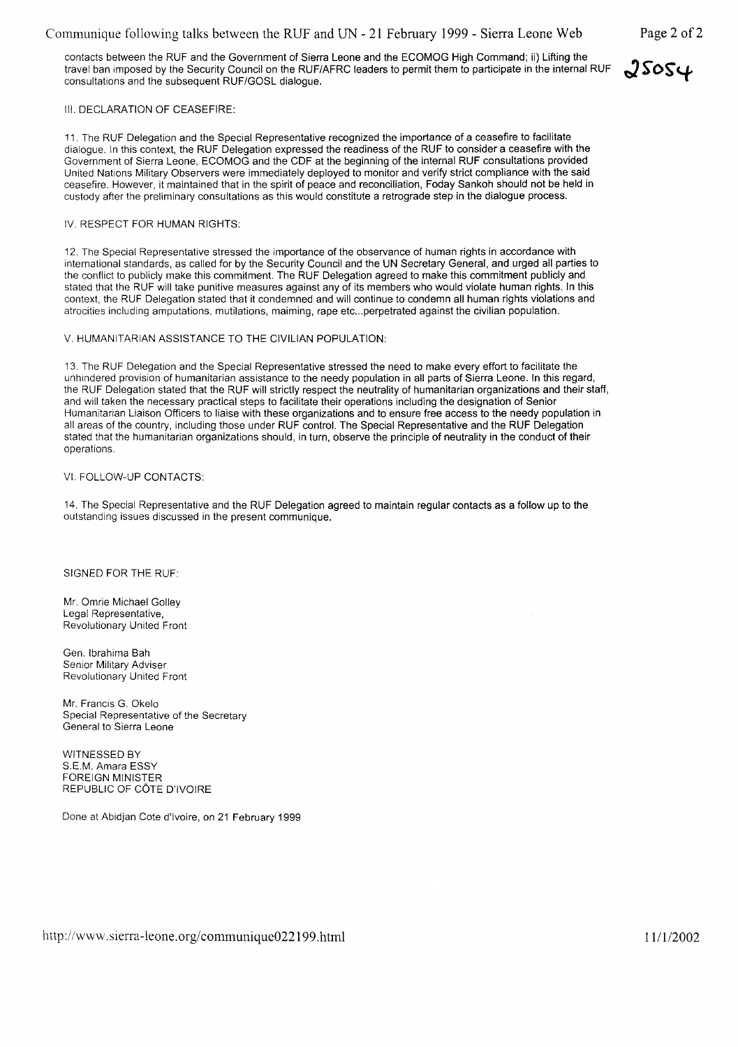contacts between the RUF and the Government of Sierra Leone and the ECOMOG High Command; ii) Lifting the travel ban imposed by the Security Council on the RUF/AFRC leaders to permit them to participate in the internal RUF consultations and the subsequent RUF/GOSL dialogue.

25054

III. DECLARATION OF CEASEFIRE:

11. The RUF Delegation and the Special Representative recognized the importance of a ceasefire to facilitate dialogue. In this context, the RUF Delegation expressed the readiness of the RUF to consider a ceasefire with the Government of Sierra Leone, ECOMOG and the CDF at the beginning of the internal RUF consultations provided United Nations Military Observers were immediately deployed to monitor and verify strict compliance with the said ceasefire. However, it maintained that in the spirit of peace and reconciliation, Foday Sankoh should not be held in custody after the preliminary consultations as this would constitute a retrograde step in the dialogue process.

IV. RESPECT FOR HUMAN RIGHTS:

12. The Special Representative stressed the importance of the observance of human rights in accordance with international standards, as called for by the Security Council and the UN Secretary General, and urged all parties to the conflict to publicly make this commitment. The RUF Delegation agreed to make this commitment publicly and stated that the RUF will take punitive measures against any of its members who would violate human rights. In this context, the RUF Delegation stated that it condemned and will continue to condemn all human rights violations and atrocities including amputations, mutilations, maiming, rape etc...perpetrated against the civilian population.

V. HUMANITARIAN ASSISTANCE TO THE CIVILIAN POPULATION:

13. The RUF Delegation and the Special Representative stressed the need to make every effort to facilitate the unhindered provision of humanitarian assistance to the needy population in all parts of Sierra Leone. In this regard, the RUF Delegation stated that the RUF will strictly respect the neutrality of humanitarian organizations and their staff, and will taken the necessary practical steps to facilitate their operations including the designation of Senior Humanitarian Liaison Officers to liaise with these organizations and to ensure free access to the needy population in all areas of the country, including those under RUF control. The Special Representative and the RUF Delegation stated that the humanitarian organizations should, in turn, observe the principle of neutrality in the conduct of their operations.

VI. FOLLOW-UP CONTACTS:

14. The Special Representative and the RUF Delegation agreed to maintain regular contacts as a follow up to the outstanding issues discussed in the present communique.

SIGNED FOR THE RUF:

Mr. Omrie Michael Golley
Legal Representative,
Revolutionary United Front

Gen. Ibrahima Bah
Senior Military Adviser
Revolutionary United Front

Mr. Francis G. Okelo
Special Representative of the Secretary
General to Sierra Leone

WITNESSED BY
S.E.M. Amara ESSY
FOREIGN MINISTER
REPUBLIC OF CÔTE D'IVOIRE

Done at Abidjan Cote d'Ivoire, on 21 February 1999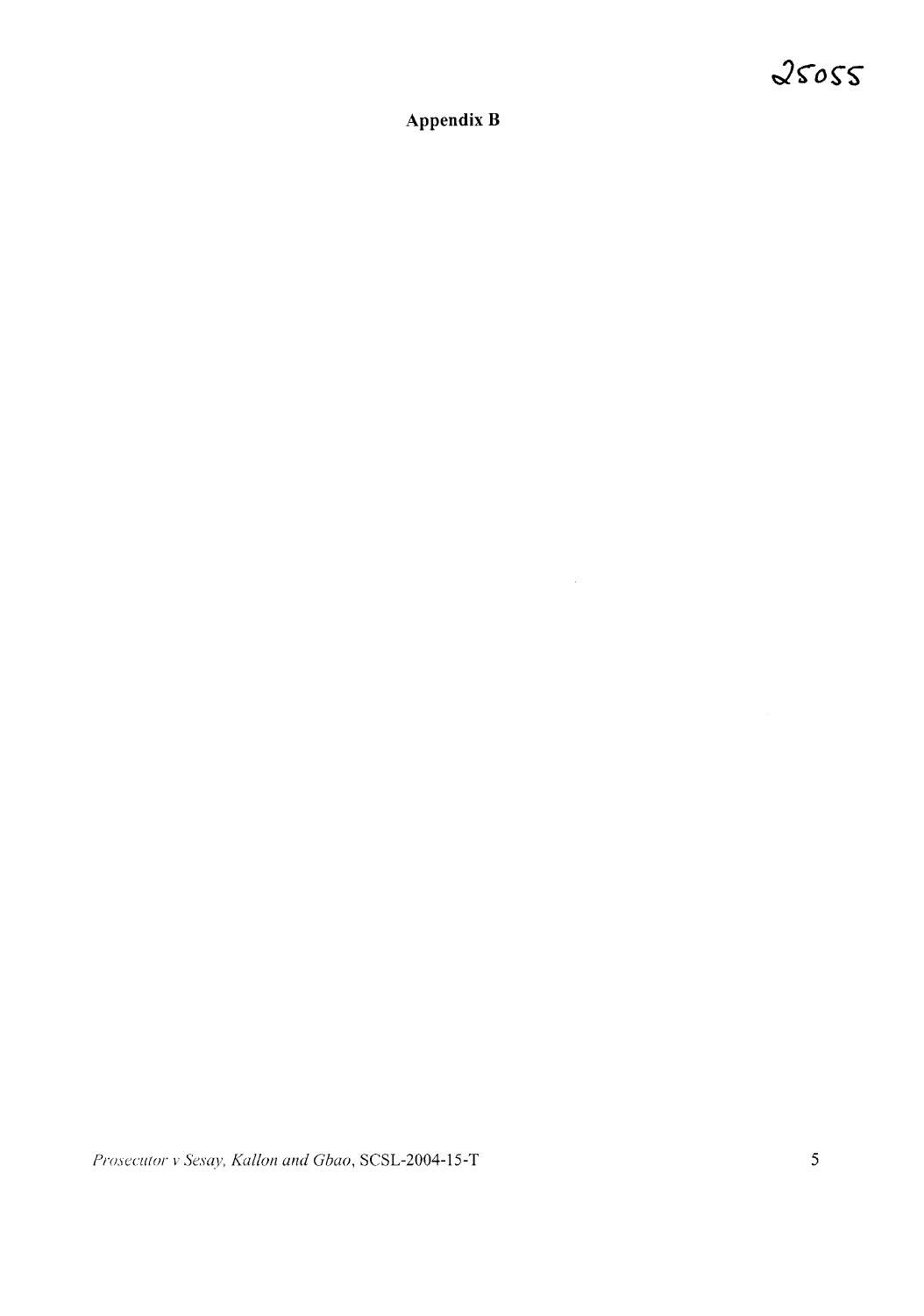25055

## Appendix B